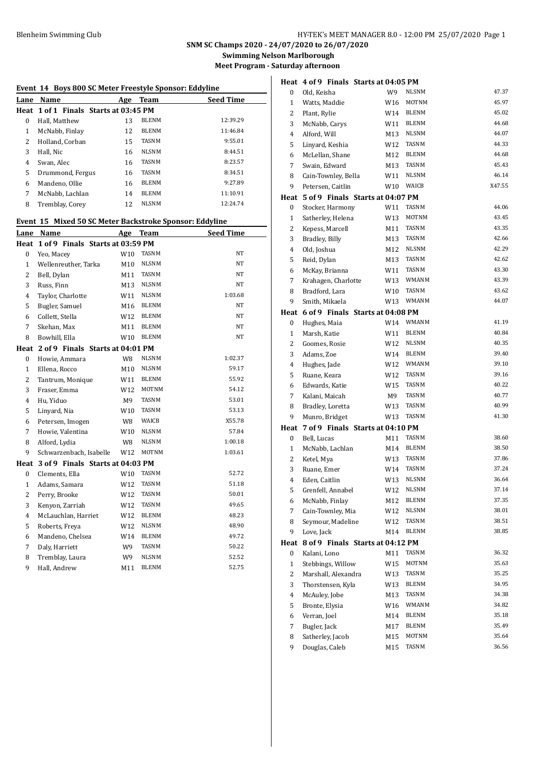# SNM SC Champs 2020 - 24/07/2020 to 26/07/2020

## Swimming Nelson Marlborough

### Meet Program - Saturday afternoon

**Event 14 Boys 800 SC Meter Freestyle Sponsor: Eddyline**

| Lane | Name | Age | Team | Seed Time |
|---|---|---|---|---|
| **Heat 1 of 1 Finals Starts at 03:45 PM** | | | | |
| 0 | Hall, Matthew | 13 | BLENM | 12:39.29 |
| 1 | McNabb, Finlay | 12 | BLENM | 11:46.84 |
| 2 | Holland, Corban | 15 | TASNM | 9:55.01 |
| 3 | Hall, Nic | 16 | NLSNM | 8:44.51 |
| 4 | Swan, Alec | 16 | TASNM | 8:23.57 |
| 5 | Drummond, Fergus | 16 | TASNM | 8:34.51 |
| 6 | Mandeno, Ollie | 16 | BLENM | 9:27.89 |
| 7 | McNabb, Lachlan | 14 | BLENM | 11:10.91 |
| 8 | Tremblay, Corey | 12 | NLSNM | 12:24.74 |

**Event 15 Mixed 50 SC Meter Backstroke Sponsor: Eddyline**

| Lane | Name | Age | Team | Seed Time |
|---|---|---|---|---|
| **Heat 1 of 9 Finals Starts at 03:59 PM** | | | | |
| 0 | Yeo, Macey | W10 | TASNM | NT |
| 1 | Wellenreuther, Tarka | M10 | NLSNM | NT |
| 2 | Bell, Dylan | M11 | TASNM | NT |
| 3 | Russ, Finn | M13 | NLSNM | NT |
| 4 | Taylor, Charlotte | W11 | NLSNM | 1:03.68 |
| 5 | Bugler, Samuel | M16 | BLENM | NT |
| 6 | Collett, Stella | W12 | BLENM | NT |
| 7 | Skehan, Max | M11 | BLENM | NT |
| 8 | Bowhill, Ella | W10 | BLENM | NT |
| **Heat 2 of 9 Finals Starts at 04:01 PM** | | | | |
| 0 | Howie, Ammara | W8 | NLSNM | 1:02.37 |
| 1 | Ellena, Rocco | M10 | NLSNM | 59.17 |
| 2 | Tantrum, Monique | W11 | BLENM | 55.92 |
| 3 | Fraser, Emma | W12 | MOTNM | 54.12 |
| 4 | Hu, Yiduo | M9 | TASNM | 53.01 |
| 5 | Linyard, Nia | W10 | TASNM | 53.13 |
| 6 | Petersen, Imogen | W8 | WAICB | X55.78 |
| 7 | Howie, Valentina | W10 | NLSNM | 57.84 |
| 8 | Alford, Lydia | W8 | NLSNM | 1:00.18 |
| 9 | Schwarzenbach, Isabelle | W12 | MOTNM | 1:03.61 |
| **Heat 3 of 9 Finals Starts at 04:03 PM** | | | | |
| 0 | Clements, Ella | W10 | TASNM | 52.72 |
| 1 | Adams, Samara | W12 | TASNM | 51.18 |
| 2 | Perry, Brooke | W12 | TASNM | 50.01 |
| 3 | Kenyon, Zarriah | W12 | TASNM | 49.65 |
| 4 | McLauchlan, Harriet | W12 | BLENM | 48.23 |
| 5 | Roberts, Freya | W12 | NLSNM | 48.90 |
| 6 | Mandeno, Chelsea | W14 | BLENM | 49.72 |
| 7 | Daly, Harriett | W9 | TASNM | 50.22 |
| 8 | Tremblay, Laura | W9 | NLSNM | 52.52 |
| 9 | Hall, Andrew | M11 | BLENM | 52.75 |
| **Heat 4 of 9 Finals Starts at 04:05 PM** | | | | |
| 0 | Old, Keisha | W9 | NLSNM | 47.37 |
| 1 | Watts, Maddie | W16 | MOTNM | 45.97 |
| 2 | Plant, Rylie | W14 | BLENM | 45.02 |
| 3 | McNabb, Carys | W11 | BLENM | 44.68 |
| 4 | Alford, Will | M13 | NLSNM | 44.07 |
| 5 | Linyard, Keshia | W12 | TASNM | 44.33 |
| 6 | McLellan, Shane | M12 | BLENM | 44.68 |
| 7 | Swain, Edward | M13 | TASNM | 45.43 |
| 8 | Cain-Townley, Bella | W11 | NLSNM | 46.14 |
| 9 | Petersen, Caitlin | W10 | WAICB | X47.55 |
| **Heat 5 of 9 Finals Starts at 04:07 PM** | | | | |
| 0 | Stocker, Harmony | W11 | TASNM | 44.06 |
| 1 | Satherley, Helena | W13 | MOTNM | 43.45 |
| 2 | Kepess, Marcell | M11 | TASNM | 43.35 |
| 3 | Bradley, Billy | M13 | TASNM | 42.66 |
| 4 | Old, Joshua | M12 | NLSNM | 42.29 |
| 5 | Reid, Dylan | M13 | TASNM | 42.62 |
| 6 | McKay, Brianna | W11 | TASNM | 43.30 |
| 7 | Krahagen, Charlotte | W13 | WMANM | 43.39 |
| 8 | Bradford, Lara | W10 | TASNM | 43.62 |
| 9 | Smith, Mikaela | W13 | WMANM | 44.07 |
| **Heat 6 of 9 Finals Starts at 04:08 PM** | | | | |
| 0 | Hughes, Maia | W14 | WMANM | 41.19 |
| 1 | Marsh, Katie | W11 | BLENM | 40.84 |
| 2 | Goomes, Rosie | W12 | NLSNM | 40.35 |
| 3 | Adams, Zoe | W14 | BLENM | 39.40 |
| 4 | Hughes, Jade | W12 | WMANM | 39.10 |
| 5 | Ruane, Keara | W12 | TASNM | 39.16 |
| 6 | Edwards, Katie | W15 | TASNM | 40.22 |
| 7 | Kalani, Maicah | M9 | TASNM | 40.77 |
| 8 | Bradley, Loretta | W13 | TASNM | 40.99 |
| 9 | Munro, Bridget | W13 | TASNM | 41.30 |
| **Heat 7 of 9 Finals Starts at 04:10 PM** | | | | |
| 0 | Bell, Lucas | M11 | TASNM | 38.60 |
| 1 | McNabb, Lachlan | M14 | BLENM | 38.50 |
| 2 | Ketel, Mya | W13 | TASNM | 37.86 |
| 3 | Ruane, Emer | W14 | TASNM | 37.24 |
| 4 | Eden, Caitlin | W13 | NLSNM | 36.64 |
| 5 | Grenfell, Annabel | W12 | NLSNM | 37.14 |
| 6 | McNabb, Finlay | M12 | BLENM | 37.35 |
| 7 | Cain-Townley, Mia | W12 | NLSNM | 38.01 |
| 8 | Seymour, Madeline | W12 | TASNM | 38.51 |
| 9 | Love, Jack | M14 | BLENM | 38.85 |
| **Heat 8 of 9 Finals Starts at 04:12 PM** | | | | |
| 0 | Kalani, Lono | M11 | TASNM | 36.32 |
| 1 | Stebbings, Willow | W15 | MOTNM | 35.63 |
| 2 | Marshall, Alexandra | W13 | TASNM | 35.25 |
| 3 | Thorstensen, Kyla | W13 | BLENM | 34.95 |
| 4 | McAuley, Jobe | M13 | TASNM | 34.38 |
| 5 | Bronte, Elysia | W16 | WMANM | 34.82 |
| 6 | Verran, Joel | M14 | BLENM | 35.18 |
| 7 | Bugler, Jack | M17 | BLENM | 35.49 |
| 8 | Satherley, Jacob | M15 | MOTNM | 35.64 |
| 9 | Douglas, Caleb | M15 | TASNM | 36.56 |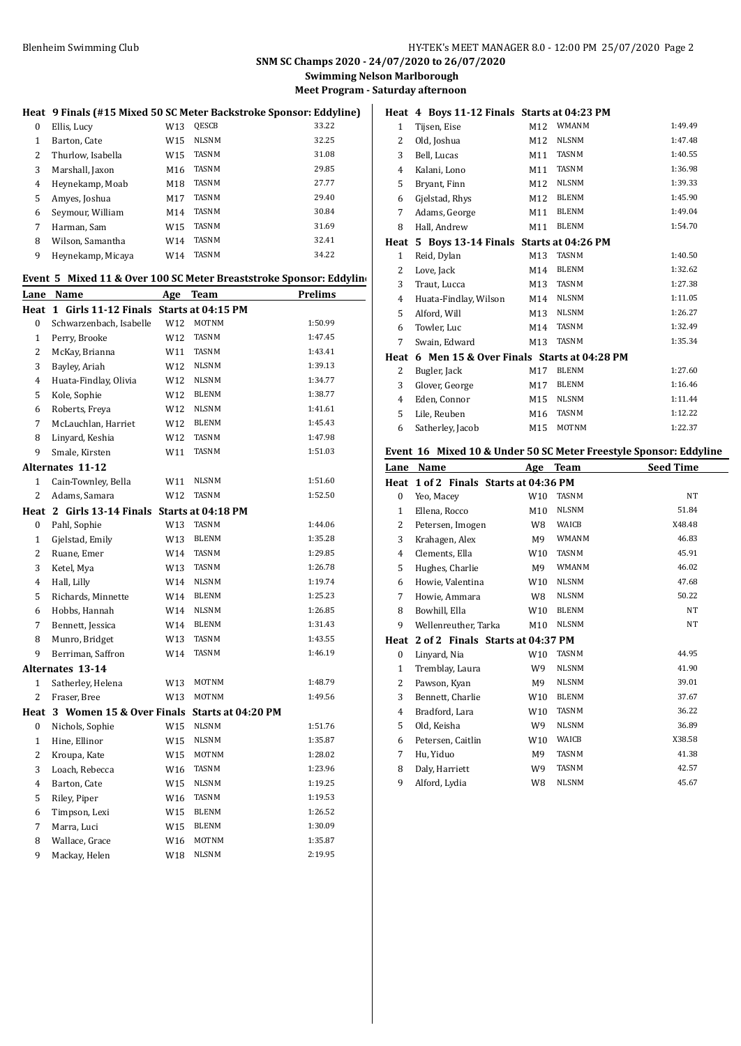**SNM SC Champs 2020 - 24/07/2020 to 26/07/2020**

**Swimming Nelson Marlborough**

**Meet Program - Saturday afternoon**

### Heat 9 Finals (#15 Mixed 50 SC Meter Backstroke Sponsor: Eddyline)

| Lane | Name | Age | Team | Prelims |
|---|---|---|---|---|
| 0 | Ellis, Lucy | W13 | QESCB | 33.22 |
| 1 | Barton, Cate | W15 | NLSNM | 32.25 |
| 2 | Thurlow, Isabella | W15 | TASNM | 31.08 |
| 3 | Marshall, Jaxon | M16 | TASNM | 29.85 |
| 4 | Heynekamp, Moab | M18 | TASNM | 27.77 |
| 5 | Amyes, Joshua | M17 | TASNM | 29.40 |
| 6 | Seymour, William | M14 | TASNM | 30.84 |
| 7 | Harman, Sam | W15 | TASNM | 31.69 |
| 8 | Wilson, Samantha | W14 | TASNM | 32.41 |
| 9 | Heynekamp, Micaya | W14 | TASNM | 34.22 |

### Event 5 Mixed 11 & Over 100 SC Meter Breaststroke Sponsor: Eddyline

| Lane | Name | Age | Team | Prelims |
|---|---|---|---|---|
| **Heat 1 Girls 11-12 Finals Starts at 04:15 PM** | | | | |
| 0 | Schwarzenbach, Isabelle | W12 | MOTNM | 1:50.99 |
| 1 | Perry, Brooke | W12 | TASNM | 1:47.45 |
| 2 | McKay, Brianna | W11 | TASNM | 1:43.41 |
| 3 | Bayley, Ariah | W12 | NLSNM | 1:39.13 |
| 4 | Huata-Findlay, Olivia | W12 | NLSNM | 1:34.77 |
| 5 | Kole, Sophie | W12 | BLENM | 1:38.77 |
| 6 | Roberts, Freya | W12 | NLSNM | 1:41.61 |
| 7 | McLauchlan, Harriet | W12 | BLENM | 1:45.43 |
| 8 | Linyard, Keshia | W12 | TASNM | 1:47.98 |
| 9 | Smale, Kirsten | W11 | TASNM | 1:51.03 |
| **Alternates 11-12** | | | | |
| 1 | Cain-Townley, Bella | W11 | NLSNM | 1:51.60 |
| 2 | Adams, Samara | W12 | TASNM | 1:52.50 |
| **Heat 2 Girls 13-14 Finals Starts at 04:18 PM** | | | | |
| 0 | Pahl, Sophie | W13 | TASNM | 1:44.06 |
| 1 | Gjelstad, Emily | W13 | BLENM | 1:35.28 |
| 2 | Ruane, Emer | W14 | TASNM | 1:29.85 |
| 3 | Ketel, Mya | W13 | TASNM | 1:26.78 |
| 4 | Hall, Lilly | W14 | NLSNM | 1:19.74 |
| 5 | Richards, Minnette | W14 | BLENM | 1:25.23 |
| 6 | Hobbs, Hannah | W14 | NLSNM | 1:26.85 |
| 7 | Bennett, Jessica | W14 | BLENM | 1:31.43 |
| 8 | Munro, Bridget | W13 | TASNM | 1:43.55 |
| 9 | Berriman, Saffron | W14 | TASNM | 1:46.19 |
| **Alternates 13-14** | | | | |
| 1 | Satherley, Helena | W13 | MOTNM | 1:48.79 |
| 2 | Fraser, Bree | W13 | MOTNM | 1:49.56 |
| **Heat 3 Women 15 & Over Finals Starts at 04:20 PM** | | | | |
| 0 | Nichols, Sophie | W15 | NLSNM | 1:51.76 |
| 1 | Hine, Ellinor | W15 | NLSNM | 1:35.87 |
| 2 | Kroupa, Kate | W15 | MOTNM | 1:28.02 |
| 3 | Loach, Rebecca | W16 | TASNM | 1:23.96 |
| 4 | Barton, Cate | W15 | NLSNM | 1:19.25 |
| 5 | Riley, Piper | W16 | TASNM | 1:19.53 |
| 6 | Timpson, Lexi | W15 | BLENM | 1:26.52 |
| 7 | Marra, Luci | W15 | BLENM | 1:30.09 |
| 8 | Wallace, Grace | W16 | MOTNM | 1:35.87 |
| 9 | Mackay, Helen | W18 | NLSNM | 2:19.95 |
| **Heat 4 Boys 11-12 Finals Starts at 04:23 PM** | | | | |
| 1 | Tijsen, Eise | M12 | WMANM | 1:49.49 |
| 2 | Old, Joshua | M12 | NLSNM | 1:47.48 |
| 3 | Bell, Lucas | M11 | TASNM | 1:40.55 |
| 4 | Kalani, Lono | M11 | TASNM | 1:36.98 |
| 5 | Bryant, Finn | M12 | NLSNM | 1:39.33 |
| 6 | Gjelstad, Rhys | M12 | BLENM | 1:45.90 |
| 7 | Adams, George | M11 | BLENM | 1:49.04 |
| 8 | Hall, Andrew | M11 | BLENM | 1:54.70 |
| **Heat 5 Boys 13-14 Finals Starts at 04:26 PM** | | | | |
| 1 | Reid, Dylan | M13 | TASNM | 1:40.50 |
| 2 | Love, Jack | M14 | BLENM | 1:32.62 |
| 3 | Traut, Lucca | M13 | TASNM | 1:27.38 |
| 4 | Huata-Findlay, Wilson | M14 | NLSNM | 1:11.05 |
| 5 | Alford, Will | M13 | NLSNM | 1:26.27 |
| 6 | Towler, Luc | M14 | TASNM | 1:32.49 |
| 7 | Swain, Edward | M13 | TASNM | 1:35.34 |
| **Heat 6 Men 15 & Over Finals Starts at 04:28 PM** | | | | |
| 2 | Bugler, Jack | M17 | BLENM | 1:27.60 |
| 3 | Glover, George | M17 | BLENM | 1:16.46 |
| 4 | Eden, Connor | M15 | NLSNM | 1:11.44 |
| 5 | Lile, Reuben | M16 | TASNM | 1:12.22 |
| 6 | Satherley, Jacob | M15 | MOTNM | 1:22.37 |

### Event 16 Mixed 10 & Under 50 SC Meter Freestyle Sponsor: Eddyline

| Lane | Name | Age | Team | Seed Time |
|---|---|---|---|---|
| **Heat 1 of 2 Finals Starts at 04:36 PM** | | | | |
| 0 | Yeo, Macey | W10 | TASNM | NT |
| 1 | Ellena, Rocco | M10 | NLSNM | 51.84 |
| 2 | Petersen, Imogen | W8 | WAICB | X48.48 |
| 3 | Krahagen, Alex | M9 | WMANM | 46.83 |
| 4 | Clements, Ella | W10 | TASNM | 45.91 |
| 5 | Hughes, Charlie | M9 | WMANM | 46.02 |
| 6 | Howie, Valentina | W10 | NLSNM | 47.68 |
| 7 | Howie, Ammara | W8 | NLSNM | 50.22 |
| 8 | Bowhill, Ella | W10 | BLENM | NT |
| 9 | Wellenreuther, Tarka | M10 | NLSNM | NT |
| **Heat 2 of 2 Finals Starts at 04:37 PM** | | | | |
| 0 | Linyard, Nia | W10 | TASNM | 44.95 |
| 1 | Tremblay, Laura | W9 | NLSNM | 41.90 |
| 2 | Pawson, Kyan | M9 | NLSNM | 39.01 |
| 3 | Bennett, Charlie | W10 | BLENM | 37.67 |
| 4 | Bradford, Lara | W10 | TASNM | 36.22 |
| 5 | Old, Keisha | W9 | NLSNM | 36.89 |
| 6 | Petersen, Caitlin | W10 | WAICB | X38.58 |
| 7 | Hu, Yiduo | M9 | TASNM | 41.38 |
| 8 | Daly, Harriett | W9 | TASNM | 42.57 |
| 9 | Alford, Lydia | W8 | NLSNM | 45.67 |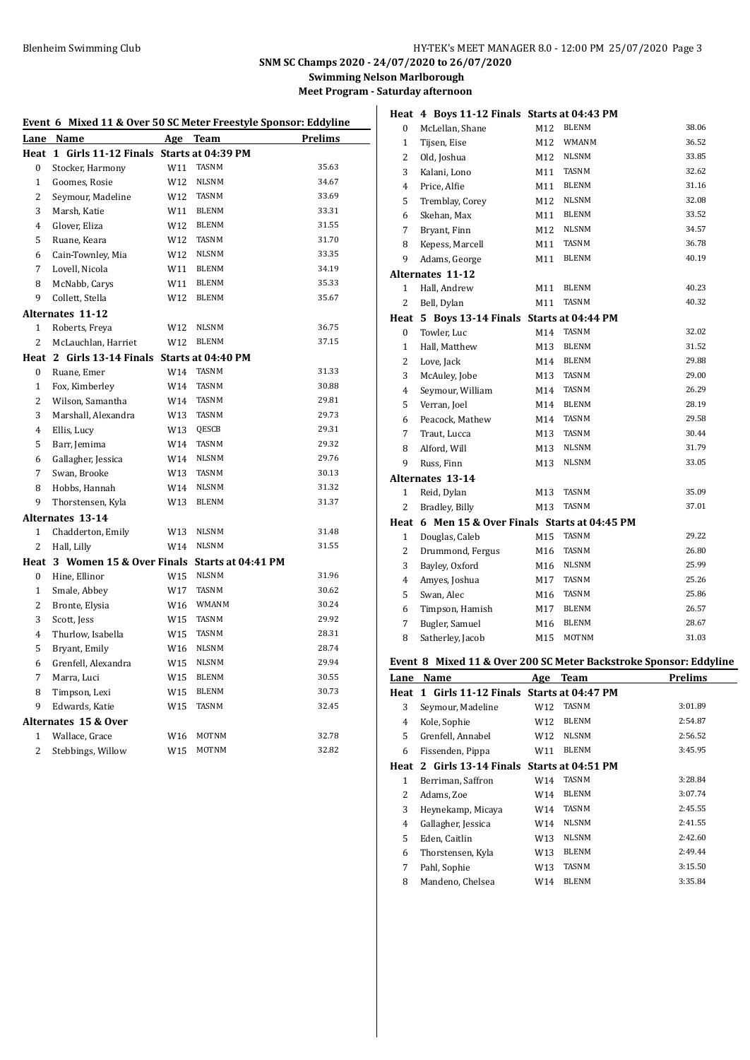**SNM SC Champs 2020 - 24/07/2020 to 26/07/2020**

**Swimming Nelson Marlborough**

**Meet Program - Saturday afternoon**

### Event 6 Mixed 11 & Over 50 SC Meter Freestyle Sponsor: Eddyline

| Lane | Name | Age | Team | Prelims |
|---|---|---|---|---|
| **Heat 1 Girls 11-12 Finals Starts at 04:39 PM** | | | | |
| 0 | Stocker, Harmony | W11 | TASNM | 35.63 |
| 1 | Goomes, Rosie | W12 | NLSNM | 34.67 |
| 2 | Seymour, Madeline | W12 | TASNM | 33.69 |
| 3 | Marsh, Katie | W11 | BLENM | 33.31 |
| 4 | Glover, Eliza | W12 | BLENM | 31.55 |
| 5 | Ruane, Keara | W12 | TASNM | 31.70 |
| 6 | Cain-Townley, Mia | W12 | NLSNM | 33.35 |
| 7 | Lovell, Nicola | W11 | BLENM | 34.19 |
| 8 | McNabb, Carys | W11 | BLENM | 35.33 |
| 9 | Collett, Stella | W12 | BLENM | 35.67 |
| **Alternates 11-12** | | | | |
| 1 | Roberts, Freya | W12 | NLSNM | 36.75 |
| 2 | McLauchlan, Harriet | W12 | BLENM | 37.15 |
| **Heat 2 Girls 13-14 Finals Starts at 04:40 PM** | | | | |
| 0 | Ruane, Emer | W14 | TASNM | 31.33 |
| 1 | Fox, Kimberley | W14 | TASNM | 30.88 |
| 2 | Wilson, Samantha | W14 | TASNM | 29.81 |
| 3 | Marshall, Alexandra | W13 | TASNM | 29.73 |
| 4 | Ellis, Lucy | W13 | QESCB | 29.31 |
| 5 | Barr, Jemima | W14 | TASNM | 29.32 |
| 6 | Gallagher, Jessica | W14 | NLSNM | 29.76 |
| 7 | Swan, Brooke | W13 | TASNM | 30.13 |
| 8 | Hobbs, Hannah | W14 | NLSNM | 31.32 |
| 9 | Thorstensen, Kyla | W13 | BLENM | 31.37 |
| **Alternates 13-14** | | | | |
| 1 | Chadderton, Emily | W13 | NLSNM | 31.48 |
| 2 | Hall, Lilly | W14 | NLSNM | 31.55 |
| **Heat 3 Women 15 & Over Finals Starts at 04:41 PM** | | | | |
| 0 | Hine, Ellinor | W15 | NLSNM | 31.96 |
| 1 | Smale, Abbey | W17 | TASNM | 30.62 |
| 2 | Bronte, Elysia | W16 | WMANM | 30.24 |
| 3 | Scott, Jess | W15 | TASNM | 29.92 |
| 4 | Thurlow, Isabella | W15 | TASNM | 28.31 |
| 5 | Bryant, Emily | W16 | NLSNM | 28.74 |
| 6 | Grenfell, Alexandra | W15 | NLSNM | 29.94 |
| 7 | Marra, Luci | W15 | BLENM | 30.55 |
| 8 | Timpson, Lexi | W15 | BLENM | 30.73 |
| 9 | Edwards, Katie | W15 | TASNM | 32.45 |
| **Alternates 15 & Over** | | | | |
| 1 | Wallace, Grace | W16 | MOTNM | 32.78 |
| 2 | Stebbings, Willow | W15 | MOTNM | 32.82 |
| **Heat 4 Boys 11-12 Finals Starts at 04:43 PM** | | | | |
| 0 | McLellan, Shane | M12 | BLENM | 38.06 |
| 1 | Tijsen, Eise | M12 | WMANM | 36.52 |
| 2 | Old, Joshua | M12 | NLSNM | 33.85 |
| 3 | Kalani, Lono | M11 | TASNM | 32.62 |
| 4 | Price, Alfie | M11 | BLENM | 31.16 |
| 5 | Tremblay, Corey | M12 | NLSNM | 32.08 |
| 6 | Skehan, Max | M11 | BLENM | 33.52 |
| 7 | Bryant, Finn | M12 | NLSNM | 34.57 |
| 8 | Kepess, Marcell | M11 | TASNM | 36.78 |
| 9 | Adams, George | M11 | BLENM | 40.19 |
| **Alternates 11-12** | | | | |
| 1 | Hall, Andrew | M11 | BLENM | 40.23 |
| 2 | Bell, Dylan | M11 | TASNM | 40.32 |
| **Heat 5 Boys 13-14 Finals Starts at 04:44 PM** | | | | |
| 0 | Towler, Luc | M14 | TASNM | 32.02 |
| 1 | Hall, Matthew | M13 | BLENM | 31.52 |
| 2 | Love, Jack | M14 | BLENM | 29.88 |
| 3 | McAuley, Jobe | M13 | TASNM | 29.00 |
| 4 | Seymour, William | M14 | TASNM | 26.29 |
| 5 | Verran, Joel | M14 | BLENM | 28.19 |
| 6 | Peacock, Mathew | M14 | TASNM | 29.58 |
| 7 | Traut, Lucca | M13 | TASNM | 30.44 |
| 8 | Alford, Will | M13 | NLSNM | 31.79 |
| 9 | Russ, Finn | M13 | NLSNM | 33.05 |
| **Alternates 13-14** | | | | |
| 1 | Reid, Dylan | M13 | TASNM | 35.09 |
| 2 | Bradley, Billy | M13 | TASNM | 37.01 |
| **Heat 6 Men 15 & Over Finals Starts at 04:45 PM** | | | | |
| 1 | Douglas, Caleb | M15 | TASNM | 29.22 |
| 2 | Drummond, Fergus | M16 | TASNM | 26.80 |
| 3 | Bayley, Oxford | M16 | NLSNM | 25.99 |
| 4 | Amyes, Joshua | M17 | TASNM | 25.26 |
| 5 | Swan, Alec | M16 | TASNM | 25.86 |
| 6 | Timpson, Hamish | M17 | BLENM | 26.57 |
| 7 | Bugler, Samuel | M16 | BLENM | 28.67 |
| 8 | Satherley, Jacob | M15 | MOTNM | 31.03 |

### Event 8 Mixed 11 & Over 200 SC Meter Backstroke Sponsor: Eddyline

| Lane | Name | Age | Team | Prelims |
|---|---|---|---|---|
| **Heat 1 Girls 11-12 Finals Starts at 04:47 PM** | | | | |
| 3 | Seymour, Madeline | W12 | TASNM | 3:01.89 |
| 4 | Kole, Sophie | W12 | BLENM | 2:54.87 |
| 5 | Grenfell, Annabel | W12 | NLSNM | 2:56.52 |
| 6 | Fissenden, Pippa | W11 | BLENM | 3:45.95 |
| **Heat 2 Girls 13-14 Finals Starts at 04:51 PM** | | | | |
| 1 | Berriman, Saffron | W14 | TASNM | 3:28.84 |
| 2 | Adams, Zoe | W14 | BLENM | 3:07.74 |
| 3 | Heynekamp, Micaya | W14 | TASNM | 2:45.55 |
| 4 | Gallagher, Jessica | W14 | NLSNM | 2:41.55 |
| 5 | Eden, Caitlin | W13 | NLSNM | 2:42.60 |
| 6 | Thorstensen, Kyla | W13 | BLENM | 2:49.44 |
| 7 | Pahl, Sophie | W13 | TASNM | 3:15.50 |
| 8 | Mandeno, Chelsea | W14 | BLENM | 3:35.84 |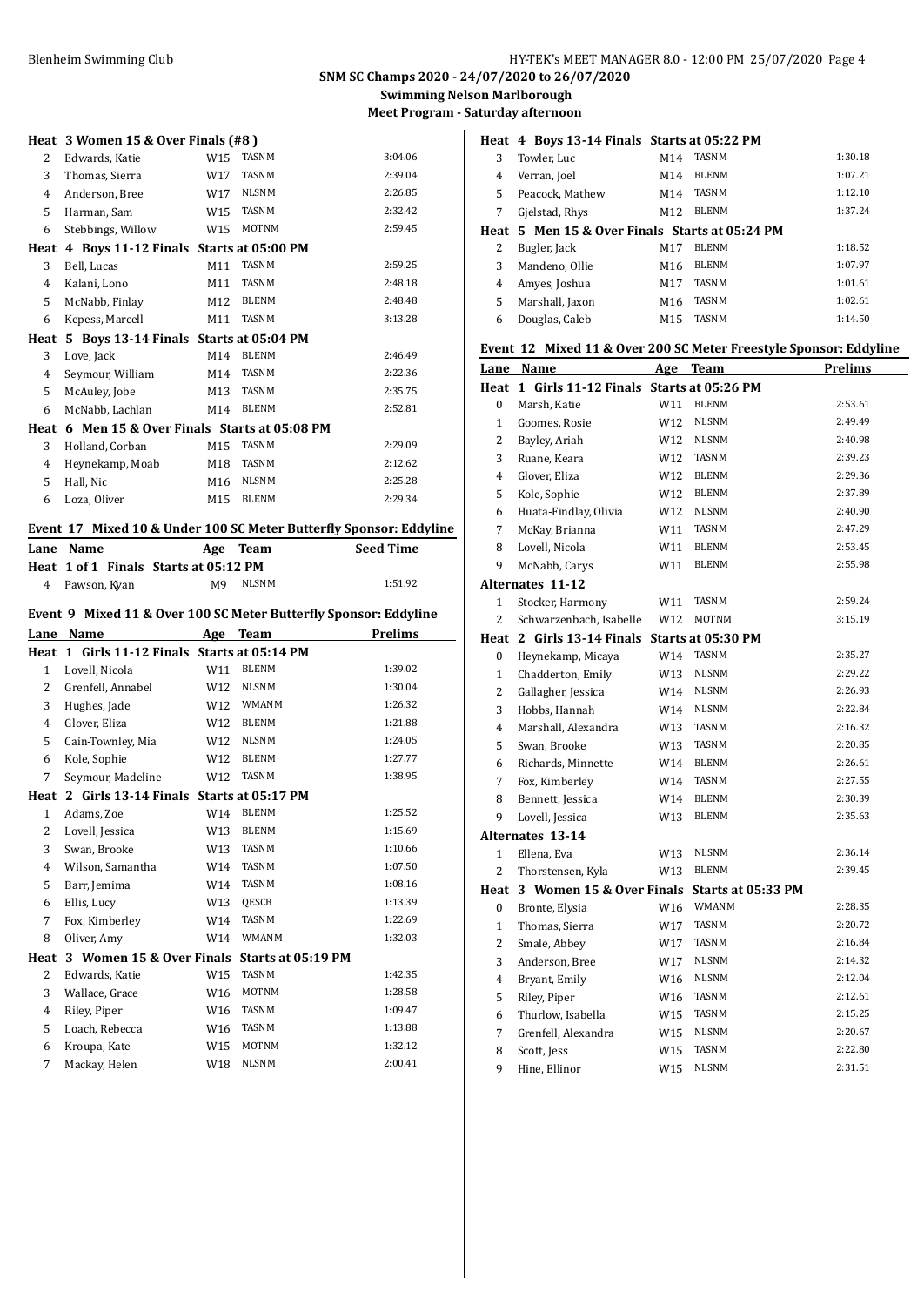**SNM SC Champs 2020 - 24/07/2020 to 26/07/2020**
**Swimming Nelson Marlborough**
**Meet Program - Saturday afternoon**

| Lane | Name | Age | Team | Time |
|---|---|---|---|---|
| **Heat 3 Women 15 & Over Finals (#8 )** | | | | |
| 2 | Edwards, Katie | W15 | TASNM | 3:04.06 |
| 3 | Thomas, Sierra | W17 | TASNM | 2:39.04 |
| 4 | Anderson, Bree | W17 | NLSNM | 2:26.85 |
| 5 | Harman, Sam | W15 | TASNM | 2:32.42 |
| 6 | Stebbings, Willow | W15 | MOTNM | 2:59.45 |
| **Heat 4 Boys 11-12 Finals Starts at 05:00 PM** | | | | |
| 3 | Bell, Lucas | M11 | TASNM | 2:59.25 |
| 4 | Kalani, Lono | M11 | TASNM | 2:48.18 |
| 5 | McNabb, Finlay | M12 | BLENM | 2:48.48 |
| 6 | Kepess, Marcell | M11 | TASNM | 3:13.28 |
| **Heat 5 Boys 13-14 Finals Starts at 05:04 PM** | | | | |
| 3 | Love, Jack | M14 | BLENM | 2:46.49 |
| 4 | Seymour, William | M14 | TASNM | 2:22.36 |
| 5 | McAuley, Jobe | M13 | TASNM | 2:35.75 |
| 6 | McNabb, Lachlan | M14 | BLENM | 2:52.81 |
| **Heat 6 Men 15 & Over Finals Starts at 05:08 PM** | | | | |
| 3 | Holland, Corban | M15 | TASNM | 2:29.09 |
| 4 | Heynekamp, Moab | M18 | TASNM | 2:12.62 |
| 5 | Hall, Nic | M16 | NLSNM | 2:25.28 |
| 6 | Loza, Oliver | M15 | BLENM | 2:29.34 |

### Event 17 Mixed 10 & Under 100 SC Meter Butterfly Sponsor: Eddyline

| Lane | Name | Age | Team | Seed Time |
|---|---|---|---|---|
| **Heat 1 of 1 Finals Starts at 05:12 PM** | | | | |
| 4 | Pawson, Kyan | M9 | NLSNM | 1:51.92 |

### Event 9 Mixed 11 & Over 100 SC Meter Butterfly Sponsor: Eddyline

| Lane | Name | Age | Team | Prelims |
|---|---|---|---|---|
| **Heat 1 Girls 11-12 Finals Starts at 05:14 PM** | | | | |
| 1 | Lovell, Nicola | W11 | BLENM | 1:39.02 |
| 2 | Grenfell, Annabel | W12 | NLSNM | 1:30.04 |
| 3 | Hughes, Jade | W12 | WMANM | 1:26.32 |
| 4 | Glover, Eliza | W12 | BLENM | 1:21.88 |
| 5 | Cain-Townley, Mia | W12 | NLSNM | 1:24.05 |
| 6 | Kole, Sophie | W12 | BLENM | 1:27.77 |
| 7 | Seymour, Madeline | W12 | TASNM | 1:38.95 |
| **Heat 2 Girls 13-14 Finals Starts at 05:17 PM** | | | | |
| 1 | Adams, Zoe | W14 | BLENM | 1:25.52 |
| 2 | Lovell, Jessica | W13 | BLENM | 1:15.69 |
| 3 | Swan, Brooke | W13 | TASNM | 1:10.66 |
| 4 | Wilson, Samantha | W14 | TASNM | 1:07.50 |
| 5 | Barr, Jemima | W14 | TASNM | 1:08.16 |
| 6 | Ellis, Lucy | W13 | QESCB | 1:13.39 |
| 7 | Fox, Kimberley | W14 | TASNM | 1:22.69 |
| 8 | Oliver, Amy | W14 | WMANM | 1:32.03 |
| **Heat 3 Women 15 & Over Finals Starts at 05:19 PM** | | | | |
| 2 | Edwards, Katie | W15 | TASNM | 1:42.35 |
| 3 | Wallace, Grace | W16 | MOTNM | 1:28.58 |
| 4 | Riley, Piper | W16 | TASNM | 1:09.47 |
| 5 | Loach, Rebecca | W16 | TASNM | 1:13.88 |
| 6 | Kroupa, Kate | W15 | MOTNM | 1:32.12 |
| 7 | Mackay, Helen | W18 | NLSNM | 2:00.41 |
| **Heat 4 Boys 13-14 Finals Starts at 05:22 PM** | | | | |
| 3 | Towler, Luc | M14 | TASNM | 1:30.18 |
| 4 | Verran, Joel | M14 | BLENM | 1:07.21 |
| 5 | Peacock, Mathew | M14 | TASNM | 1:12.10 |
| 7 | Gjelstad, Rhys | M12 | BLENM | 1:37.24 |
| **Heat 5 Men 15 & Over Finals Starts at 05:24 PM** | | | | |
| 2 | Bugler, Jack | M17 | BLENM | 1:18.52 |
| 3 | Mandeno, Ollie | M16 | BLENM | 1:07.97 |
| 4 | Amyes, Joshua | M17 | TASNM | 1:01.61 |
| 5 | Marshall, Jaxon | M16 | TASNM | 1:02.61 |
| 6 | Douglas, Caleb | M15 | TASNM | 1:14.50 |

### Event 12 Mixed 11 & Over 200 SC Meter Freestyle Sponsor: Eddyline

| Lane | Name | Age | Team | Prelims |
|---|---|---|---|---|
| **Heat 1 Girls 11-12 Finals Starts at 05:26 PM** | | | | |
| 0 | Marsh, Katie | W11 | BLENM | 2:53.61 |
| 1 | Goomes, Rosie | W12 | NLSNM | 2:49.49 |
| 2 | Bayley, Ariah | W12 | NLSNM | 2:40.98 |
| 3 | Ruane, Keara | W12 | TASNM | 2:39.23 |
| 4 | Glover, Eliza | W12 | BLENM | 2:29.36 |
| 5 | Kole, Sophie | W12 | BLENM | 2:37.89 |
| 6 | Huata-Findlay, Olivia | W12 | NLSNM | 2:40.90 |
| 7 | McKay, Brianna | W11 | TASNM | 2:47.29 |
| 8 | Lovell, Nicola | W11 | BLENM | 2:53.45 |
| 9 | McNabb, Carys | W11 | BLENM | 2:55.98 |
| **Alternates 11-12** | | | | |
| 1 | Stocker, Harmony | W11 | TASNM | 2:59.24 |
| 2 | Schwarzenbach, Isabelle | W12 | MOTNM | 3:15.19 |
| **Heat 2 Girls 13-14 Finals Starts at 05:30 PM** | | | | |
| 0 | Heynekamp, Micaya | W14 | TASNM | 2:35.27 |
| 1 | Chadderton, Emily | W13 | NLSNM | 2:29.22 |
| 2 | Gallagher, Jessica | W14 | NLSNM | 2:26.93 |
| 3 | Hobbs, Hannah | W14 | NLSNM | 2:22.84 |
| 4 | Marshall, Alexandra | W13 | TASNM | 2:16.32 |
| 5 | Swan, Brooke | W13 | TASNM | 2:20.85 |
| 6 | Richards, Minnette | W14 | BLENM | 2:26.61 |
| 7 | Fox, Kimberley | W14 | TASNM | 2:27.55 |
| 8 | Bennett, Jessica | W14 | BLENM | 2:30.39 |
| 9 | Lovell, Jessica | W13 | BLENM | 2:35.63 |
| **Alternates 13-14** | | | | |
| 1 | Ellena, Eva | W13 | NLSNM | 2:36.14 |
| 2 | Thorstensen, Kyla | W13 | BLENM | 2:39.45 |
| **Heat 3 Women 15 & Over Finals Starts at 05:33 PM** | | | | |
| 0 | Bronte, Elysia | W16 | WMANM | 2:28.35 |
| 1 | Thomas, Sierra | W17 | TASNM | 2:20.72 |
| 2 | Smale, Abbey | W17 | TASNM | 2:16.84 |
| 3 | Anderson, Bree | W17 | NLSNM | 2:14.32 |
| 4 | Bryant, Emily | W16 | NLSNM | 2:12.04 |
| 5 | Riley, Piper | W16 | TASNM | 2:12.61 |
| 6 | Thurlow, Isabella | W15 | TASNM | 2:15.25 |
| 7 | Grenfell, Alexandra | W15 | NLSNM | 2:20.67 |
| 8 | Scott, Jess | W15 | TASNM | 2:22.80 |
| 9 | Hine, Ellinor | W15 | NLSNM | 2:31.51 |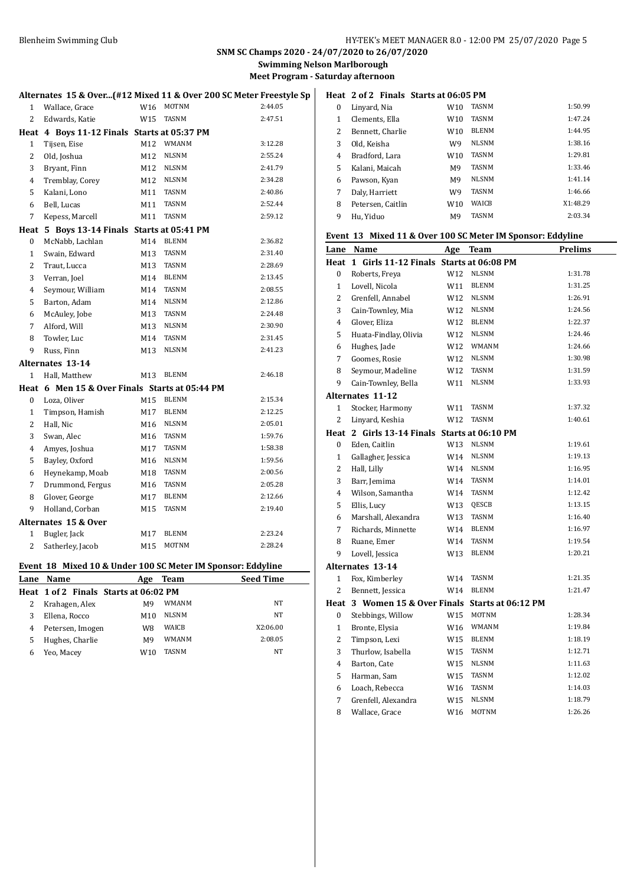**SNM SC Champs 2020 - 24/07/2020 to 26/07/2020**

**Swimming Nelson Marlborough**

**Meet Program - Saturday afternoon**

### Alternates 15 & Over...(#12 Mixed 11 & Over 200 SC Meter Freestyle Sp

| Lane | Name | Age | Team | Seed Time |
|---|---|---|---|---|
| 1 | Wallace, Grace | W16 | MOTNM | 2:44.05 |
| 2 | Edwards, Katie | W15 | TASNM | 2:47.51 |
| **Heat 4 Boys 11-12 Finals Starts at 05:37 PM** | | | | |
| 1 | Tijsen, Eise | M12 | WMANM | 3:12.28 |
| 2 | Old, Joshua | M12 | NLSNM | 2:55.24 |
| 3 | Bryant, Finn | M12 | NLSNM | 2:41.79 |
| 4 | Tremblay, Corey | M12 | NLSNM | 2:34.28 |
| 5 | Kalani, Lono | M11 | TASNM | 2:40.86 |
| 6 | Bell, Lucas | M11 | TASNM | 2:52.44 |
| 7 | Kepess, Marcell | M11 | TASNM | 2:59.12 |
| **Heat 5 Boys 13-14 Finals Starts at 05:41 PM** | | | | |
| 0 | McNabb, Lachlan | M14 | BLENM | 2:36.82 |
| 1 | Swain, Edward | M13 | TASNM | 2:31.40 |
| 2 | Traut, Lucca | M13 | TASNM | 2:28.69 |
| 3 | Verran, Joel | M14 | BLENM | 2:13.45 |
| 4 | Seymour, William | M14 | TASNM | 2:08.55 |
| 5 | Barton, Adam | M14 | NLSNM | 2:12.86 |
| 6 | McAuley, Jobe | M13 | TASNM | 2:24.48 |
| 7 | Alford, Will | M13 | NLSNM | 2:30.90 |
| 8 | Towler, Luc | M14 | TASNM | 2:31.45 |
| 9 | Russ, Finn | M13 | NLSNM | 2:41.23 |
| **Alternates 13-14** | | | | |
| 1 | Hall, Matthew | M13 | BLENM | 2:46.18 |
| **Heat 6 Men 15 & Over Finals Starts at 05:44 PM** | | | | |
| 0 | Loza, Oliver | M15 | BLENM | 2:15.34 |
| 1 | Timpson, Hamish | M17 | BLENM | 2:12.25 |
| 2 | Hall, Nic | M16 | NLSNM | 2:05.01 |
| 3 | Swan, Alec | M16 | TASNM | 1:59.76 |
| 4 | Amyes, Joshua | M17 | TASNM | 1:58.38 |
| 5 | Bayley, Oxford | M16 | NLSNM | 1:59.56 |
| 6 | Heynekamp, Moab | M18 | TASNM | 2:00.56 |
| 7 | Drummond, Fergus | M16 | TASNM | 2:05.28 |
| 8 | Glover, George | M17 | BLENM | 2:12.66 |
| 9 | Holland, Corban | M15 | TASNM | 2:19.40 |
| **Alternates 15 & Over** | | | | |
| 1 | Bugler, Jack | M17 | BLENM | 2:23.24 |
| 2 | Satherley, Jacob | M15 | MOTNM | 2:28.24 |

### Event 18 Mixed 10 & Under 100 SC Meter IM Sponsor: Eddyline

| Lane | Name | Age | Team | Seed Time |
|---|---|---|---|---|
| **Heat 1 of 2 Finals Starts at 06:02 PM** | | | | |
| 2 | Krahagen, Alex | M9 | WMANM | NT |
| 3 | Ellena, Rocco | M10 | NLSNM | NT |
| 4 | Petersen, Imogen | W8 | WAICB | X2:06.00 |
| 5 | Hughes, Charlie | M9 | WMANM | 2:08.05 |
| 6 | Yeo, Macey | W10 | TASNM | NT |
| **Heat 2 of 2 Finals Starts at 06:05 PM** | | | | |
| 0 | Linyard, Nia | W10 | TASNM | 1:50.99 |
| 1 | Clements, Ella | W10 | TASNM | 1:47.24 |
| 2 | Bennett, Charlie | W10 | BLENM | 1:44.95 |
| 3 | Old, Keisha | W9 | NLSNM | 1:38.16 |
| 4 | Bradford, Lara | W10 | TASNM | 1:29.81 |
| 5 | Kalani, Maicah | M9 | TASNM | 1:33.46 |
| 6 | Pawson, Kyan | M9 | NLSNM | 1:41.14 |
| 7 | Daly, Harriett | W9 | TASNM | 1:46.66 |
| 8 | Petersen, Caitlin | W10 | WAICB | X1:48.29 |
| 9 | Hu, Yiduo | M9 | TASNM | 2:03.34 |

### Event 13 Mixed 11 & Over 100 SC Meter IM Sponsor: Eddyline

| Lane | Name | Age | Team | Prelims |
|---|---|---|---|---|
| **Heat 1 Girls 11-12 Finals Starts at 06:08 PM** | | | | |
| 0 | Roberts, Freya | W12 | NLSNM | 1:31.78 |
| 1 | Lovell, Nicola | W11 | BLENM | 1:31.25 |
| 2 | Grenfell, Annabel | W12 | NLSNM | 1:26.91 |
| 3 | Cain-Townley, Mia | W12 | NLSNM | 1:24.56 |
| 4 | Glover, Eliza | W12 | BLENM | 1:22.37 |
| 5 | Huata-Findlay, Olivia | W12 | NLSNM | 1:24.46 |
| 6 | Hughes, Jade | W12 | WMANM | 1:24.66 |
| 7 | Goomes, Rosie | W12 | NLSNM | 1:30.98 |
| 8 | Seymour, Madeline | W12 | TASNM | 1:31.59 |
| 9 | Cain-Townley, Bella | W11 | NLSNM | 1:33.93 |
| **Alternates 11-12** | | | | |
| 1 | Stocker, Harmony | W11 | TASNM | 1:37.32 |
| 2 | Linyard, Keshia | W12 | TASNM | 1:40.61 |
| **Heat 2 Girls 13-14 Finals Starts at 06:10 PM** | | | | |
| 0 | Eden, Caitlin | W13 | NLSNM | 1:19.61 |
| 1 | Gallagher, Jessica | W14 | NLSNM | 1:19.13 |
| 2 | Hall, Lilly | W14 | NLSNM | 1:16.95 |
| 3 | Barr, Jemima | W14 | TASNM | 1:14.01 |
| 4 | Wilson, Samantha | W14 | TASNM | 1:12.42 |
| 5 | Ellis, Lucy | W13 | QESCB | 1:13.15 |
| 6 | Marshall, Alexandra | W13 | TASNM | 1:16.40 |
| 7 | Richards, Minnette | W14 | BLENM | 1:16.97 |
| 8 | Ruane, Emer | W14 | TASNM | 1:19.54 |
| 9 | Lovell, Jessica | W13 | BLENM | 1:20.21 |
| **Alternates 13-14** | | | | |
| 1 | Fox, Kimberley | W14 | TASNM | 1:21.35 |
| 2 | Bennett, Jessica | W14 | BLENM | 1:21.47 |
| **Heat 3 Women 15 & Over Finals Starts at 06:12 PM** | | | | |
| 0 | Stebbings, Willow | W15 | MOTNM | 1:28.34 |
| 1 | Bronte, Elysia | W16 | WMANM | 1:19.84 |
| 2 | Timpson, Lexi | W15 | BLENM | 1:18.19 |
| 3 | Thurlow, Isabella | W15 | TASNM | 1:12.71 |
| 4 | Barton, Cate | W15 | NLSNM | 1:11.63 |
| 5 | Harman, Sam | W15 | TASNM | 1:12.02 |
| 6 | Loach, Rebecca | W16 | TASNM | 1:14.03 |
| 7 | Grenfell, Alexandra | W15 | NLSNM | 1:18.79 |
| 8 | Wallace, Grace | W16 | MOTNM | 1:26.26 |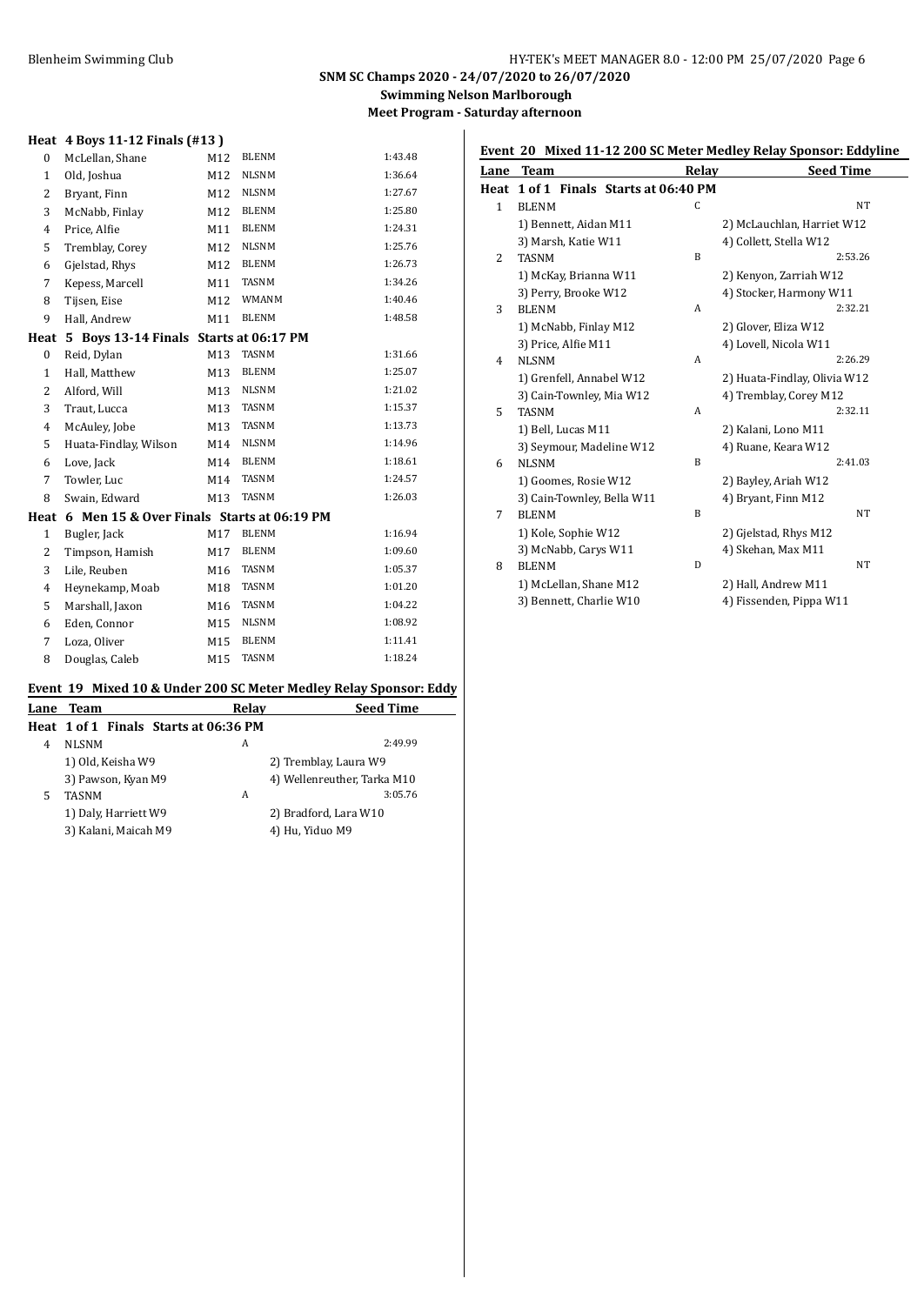**SNM SC Champs 2020 - 24/07/2020 to 26/07/2020**

**Swimming Nelson Marlborough**

**Meet Program - Saturday afternoon**

### Heat 4 Boys 11-12 Finals (#13 )

| Lane | Name | Age | Team | Seed Time |
|---|---|---|---|---|
| 0 | McLellan, Shane | M12 | BLENM | 1:43.48 |
| 1 | Old, Joshua | M12 | NLSNM | 1:36.64 |
| 2 | Bryant, Finn | M12 | NLSNM | 1:27.67 |
| 3 | McNabb, Finlay | M12 | BLENM | 1:25.80 |
| 4 | Price, Alfie | M11 | BLENM | 1:24.31 |
| 5 | Tremblay, Corey | M12 | NLSNM | 1:25.76 |
| 6 | Gjelstad, Rhys | M12 | BLENM | 1:26.73 |
| 7 | Kepess, Marcell | M11 | TASNM | 1:34.26 |
| 8 | Tijsen, Eise | M12 | WMANM | 1:40.46 |
| 9 | Hall, Andrew | M11 | BLENM | 1:48.58 |

### Heat 5 Boys 13-14 Finals Starts at 06:17 PM

| Lane | Name | Age | Team | Seed Time |
|---|---|---|---|---|
| 0 | Reid, Dylan | M13 | TASNM | 1:31.66 |
| 1 | Hall, Matthew | M13 | BLENM | 1:25.07 |
| 2 | Alford, Will | M13 | NLSNM | 1:21.02 |
| 3 | Traut, Lucca | M13 | TASNM | 1:15.37 |
| 4 | McAuley, Jobe | M13 | TASNM | 1:13.73 |
| 5 | Huata-Findlay, Wilson | M14 | NLSNM | 1:14.96 |
| 6 | Love, Jack | M14 | BLENM | 1:18.61 |
| 7 | Towler, Luc | M14 | TASNM | 1:24.57 |
| 8 | Swain, Edward | M13 | TASNM | 1:26.03 |

### Heat 6 Men 15 & Over Finals Starts at 06:19 PM

| Lane | Name | Age | Team | Seed Time |
|---|---|---|---|---|
| 1 | Bugler, Jack | M17 | BLENM | 1:16.94 |
| 2 | Timpson, Hamish | M17 | BLENM | 1:09.60 |
| 3 | Lile, Reuben | M16 | TASNM | 1:05.37 |
| 4 | Heynekamp, Moab | M18 | TASNM | 1:01.20 |
| 5 | Marshall, Jaxon | M16 | TASNM | 1:04.22 |
| 6 | Eden, Connor | M15 | NLSNM | 1:08.92 |
| 7 | Loza, Oliver | M15 | BLENM | 1:11.41 |
| 8 | Douglas, Caleb | M15 | TASNM | 1:18.24 |

## Event 19 Mixed 10 & Under 200 SC Meter Medley Relay Sponsor: Eddy

### Heat 1 of 1 Finals Starts at 06:36 PM

| Lane | Team | Relay | Seed Time |
|---|---|---|---|
| 4 | NLSNM | A | 2:49.99 |
| | 1) Old, Keisha W9 | | 2) Tremblay, Laura W9 |
| | 3) Pawson, Kyan M9 | | 4) Wellenreuther, Tarka M10 |
| 5 | TASNM | A | 3:05.76 |
| | 1) Daly, Harriett W9 | | 2) Bradford, Lara W10 |
| | 3) Kalani, Maicah M9 | | 4) Hu, Yiduo M9 |

## Event 20 Mixed 11-12 200 SC Meter Medley Relay Sponsor: Eddyline

### Heat 1 of 1 Finals Starts at 06:40 PM

| Lane | Team | Relay | Seed Time |
|---|---|---|---|
| 1 | BLENM | C | NT |
| | 1) Bennett, Aidan M11 | | 2) McLauchlan, Harriet W12 |
| | 3) Marsh, Katie W11 | | 4) Collett, Stella W12 |
| 2 | TASNM | B | 2:53.26 |
| | 1) McKay, Brianna W11 | | 2) Kenyon, Zarriah W12 |
| | 3) Perry, Brooke W12 | | 4) Stocker, Harmony W11 |
| 3 | BLENM | A | 2:32.21 |
| | 1) McNabb, Finlay M12 | | 2) Glover, Eliza W12 |
| | 3) Price, Alfie M11 | | 4) Lovell, Nicola W11 |
| 4 | NLSNM | A | 2:26.29 |
| | 1) Grenfell, Annabel W12 | | 2) Huata-Findlay, Olivia W12 |
| | 3) Cain-Townley, Mia W12 | | 4) Tremblay, Corey M12 |
| 5 | TASNM | A | 2:32.11 |
| | 1) Bell, Lucas M11 | | 2) Kalani, Lono M11 |
| | 3) Seymour, Madeline W12 | | 4) Ruane, Keara W12 |
| 6 | NLSNM | B | 2:41.03 |
| | 1) Goomes, Rosie W12 | | 2) Bayley, Ariah W12 |
| | 3) Cain-Townley, Bella W11 | | 4) Bryant, Finn M12 |
| 7 | BLENM | B | NT |
| | 1) Kole, Sophie W12 | | 2) Gjelstad, Rhys M12 |
| | 3) McNabb, Carys W11 | | 4) Skehan, Max M11 |
| 8 | BLENM | D | NT |
| | 1) McLellan, Shane M12 | | 2) Hall, Andrew M11 |
| | 3) Bennett, Charlie W10 | | 4) Fissenden, Pippa W11 |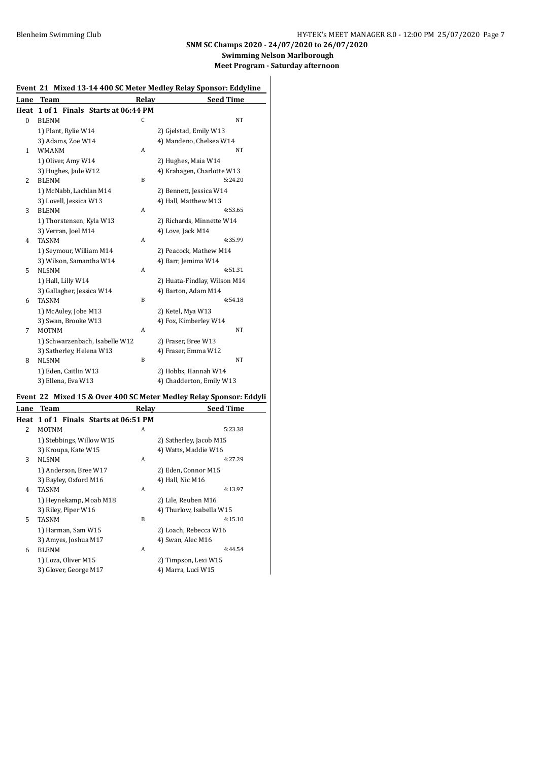## SNM SC Champs 2020 - 24/07/2020 to 26/07/2020

### Swimming Nelson Marlborough

### Meet Program - Saturday afternoon

**Event 21 Mixed 13-14 400 SC Meter Medley Relay Sponsor: Eddyline**

| Lane | Team | Relay | Seed Time |
|---|---|---|---|
| **Heat 1 of 1 Finals Starts at 06:44 PM** | | | |
| 0 | BLENM | C | NT |
| | 1) Plant, Rylie W14 | | 2) Gjelstad, Emily W13 |
| | 3) Adams, Zoe W14 | | 4) Mandeno, Chelsea W14 |
| 1 | WMANM | A | NT |
| | 1) Oliver, Amy W14 | | 2) Hughes, Maia W14 |
| | 3) Hughes, Jade W12 | | 4) Krahagen, Charlotte W13 |
| 2 | BLENM | B | 5:24.20 |
| | 1) McNabb, Lachlan M14 | | 2) Bennett, Jessica W14 |
| | 3) Lovell, Jessica W13 | | 4) Hall, Matthew M13 |
| 3 | BLENM | A | 4:53.65 |
| | 1) Thorstensen, Kyla W13 | | 2) Richards, Minnette W14 |
| | 3) Verran, Joel M14 | | 4) Love, Jack M14 |
| 4 | TASNM | A | 4:35.99 |
| | 1) Seymour, William M14 | | 2) Peacock, Mathew M14 |
| | 3) Wilson, Samantha W14 | | 4) Barr, Jemima W14 |
| 5 | NLSNM | A | 4:51.31 |
| | 1) Hall, Lilly W14 | | 2) Huata-Findlay, Wilson M14 |
| | 3) Gallagher, Jessica W14 | | 4) Barton, Adam M14 |
| 6 | TASNM | B | 4:54.18 |
| | 1) McAuley, Jobe M13 | | 2) Ketel, Mya W13 |
| | 3) Swan, Brooke W13 | | 4) Fox, Kimberley W14 |
| 7 | MOTNM | A | NT |
| | 1) Schwarzenbach, Isabelle W12 | | 2) Fraser, Bree W13 |
| | 3) Satherley, Helena W13 | | 4) Fraser, Emma W12 |
| 8 | NLSNM | B | NT |
| | 1) Eden, Caitlin W13 | | 2) Hobbs, Hannah W14 |
| | 3) Ellena, Eva W13 | | 4) Chadderton, Emily W13 |

**Event 22 Mixed 15 & Over 400 SC Meter Medley Relay Sponsor: Eddyli**

| Lane | Team | Relay | Seed Time |
|---|---|---|---|
| **Heat 1 of 1 Finals Starts at 06:51 PM** | | | |
| 2 | MOTNM | A | 5:23.38 |
| | 1) Stebbings, Willow W15 | | 2) Satherley, Jacob M15 |
| | 3) Kroupa, Kate W15 | | 4) Watts, Maddie W16 |
| 3 | NLSNM | A | 4:27.29 |
| | 1) Anderson, Bree W17 | | 2) Eden, Connor M15 |
| | 3) Bayley, Oxford M16 | | 4) Hall, Nic M16 |
| 4 | TASNM | A | 4:13.97 |
| | 1) Heynekamp, Moab M18 | | 2) Lile, Reuben M16 |
| | 3) Riley, Piper W16 | | 4) Thurlow, Isabella W15 |
| 5 | TASNM | B | 4:15.10 |
| | 1) Harman, Sam W15 | | 2) Loach, Rebecca W16 |
| | 3) Amyes, Joshua M17 | | 4) Swan, Alec M16 |
| 6 | BLENM | A | 4:44.54 |
| | 1) Loza, Oliver M15 | | 2) Timpson, Lexi W15 |
| | 3) Glover, George M17 | | 4) Marra, Luci W15 |